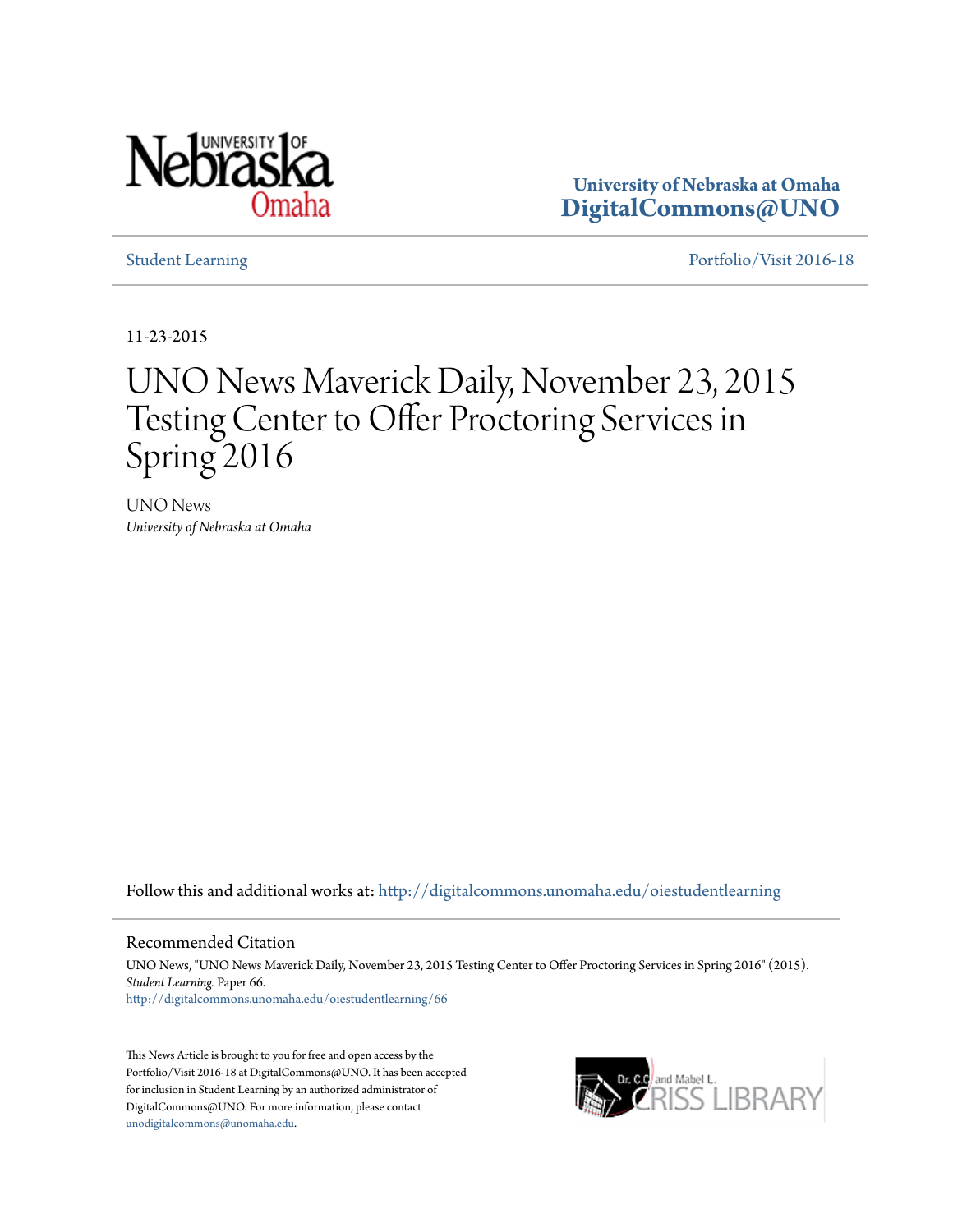University of Nebraska at Omaha
DigitalCommons@UNO

Student Learning

Portfolio/Visit 2016-18

11-23-2015

# UNO News Maverick Daily, November 23, 2015 Testing Center to Offer Proctoring Services in Spring 2016

UNO News
*University of Nebraska at Omaha*

Follow this and additional works at: http://digitalcommons.unomaha.edu/oiestudentlearning

## Recommended Citation

UNO News, "UNO News Maverick Daily, November 23, 2015 Testing Center to Offer Proctoring Services in Spring 2016" (2015). *Student Learning.* Paper 66.
http://digitalcommons.unomaha.edu/oiestudentlearning/66

This News Article is brought to you for free and open access by the Portfolio/Visit 2016-18 at DigitalCommons@UNO. It has been accepted for inclusion in Student Learning by an authorized administrator of DigitalCommons@UNO. For more information, please contact unodigitalcommons@unomaha.edu.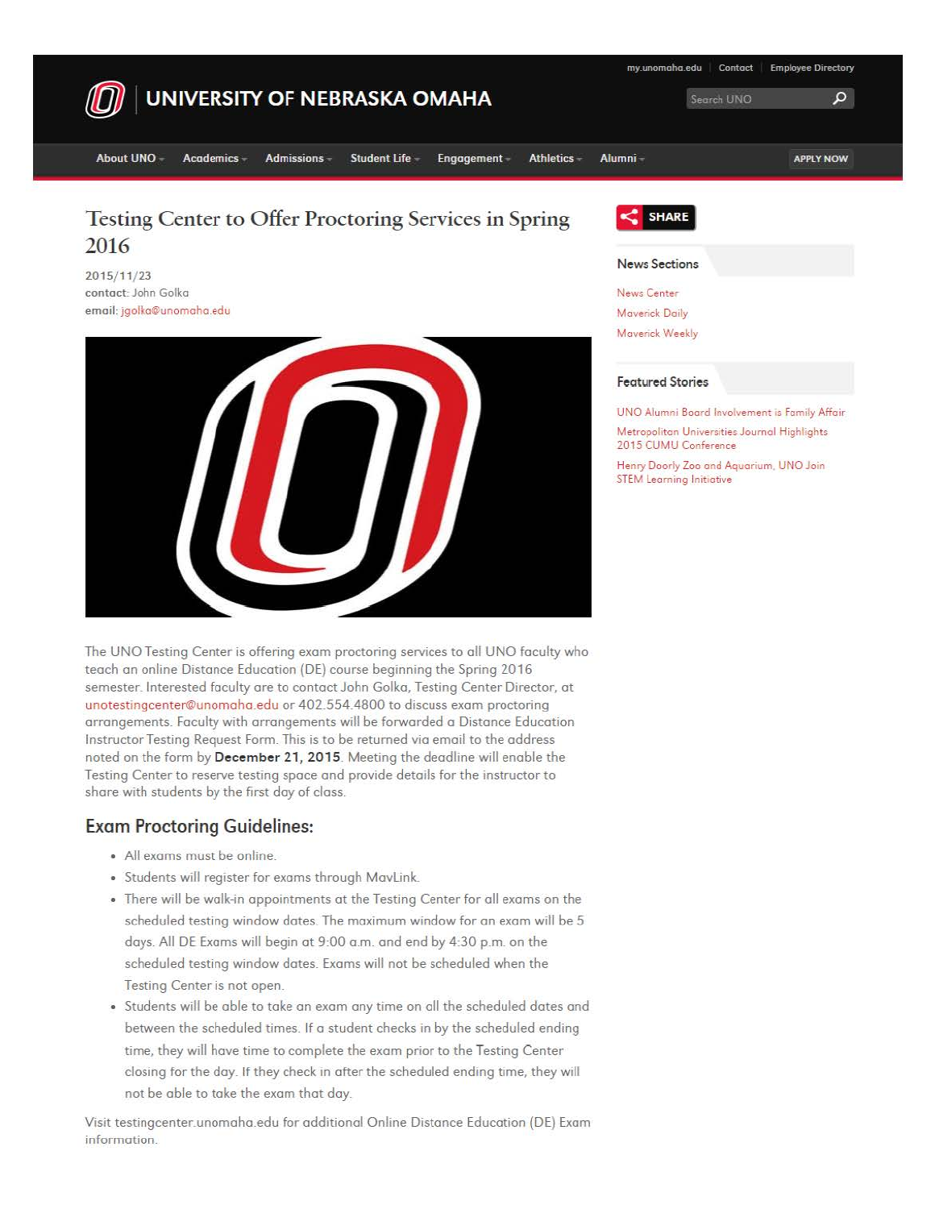# Testing Center to Offer Proctoring Services in Spring 2016

2015/11/23
**contact:** John Golka
**email:** jgolka@unomaha.edu

The UNO Testing Center is offering exam proctoring services to all UNO faculty who teach an online Distance Education (DE) course beginning the Spring 2016 semester. Interested faculty are to contact John Golka, Testing Center Director, at unotestingcenter@unomaha.edu or 402.554.4800 to discuss exam proctoring arrangements. Faculty with arrangements will be forwarded a Distance Education Instructor Testing Request Form. This is to be returned via email to the address noted on the form by **December 21, 2015**. Meeting the deadline will enable the Testing Center to reserve testing space and provide details for the instructor to share with students by the first day of class.

## Exam Proctoring Guidelines:

- All exams must be online.
- Students will register for exams through MavLink.
- There will be walk-in appointments at the Testing Center for all exams on the scheduled testing window dates. The maximum window for an exam will be 5 days. All DE Exams will begin at 9:00 a.m. and end by 4:30 p.m. on the scheduled testing window dates. Exams will not be scheduled when the Testing Center is not open.
- Students will be able to take an exam any time on all the scheduled dates and between the scheduled times. If a student checks in by the scheduled ending time, they will have time to complete the exam prior to the Testing Center closing for the day. If they check in after the scheduled ending time, they will not be able to take the exam that day.

Visit testingcenter.unomaha.edu for additional Online Distance Education (DE) Exam information.

**News Sections**

- News Center
- Maverick Daily
- Maverick Weekly

**Featured Stories**

- UNO Alumni Board Involvement is Family Affair
- Metropolitan Universities Journal Highlights 2015 CUMU Conference
- Henry Doorly Zoo and Aquarium, UNO Join STEM Learning Initiative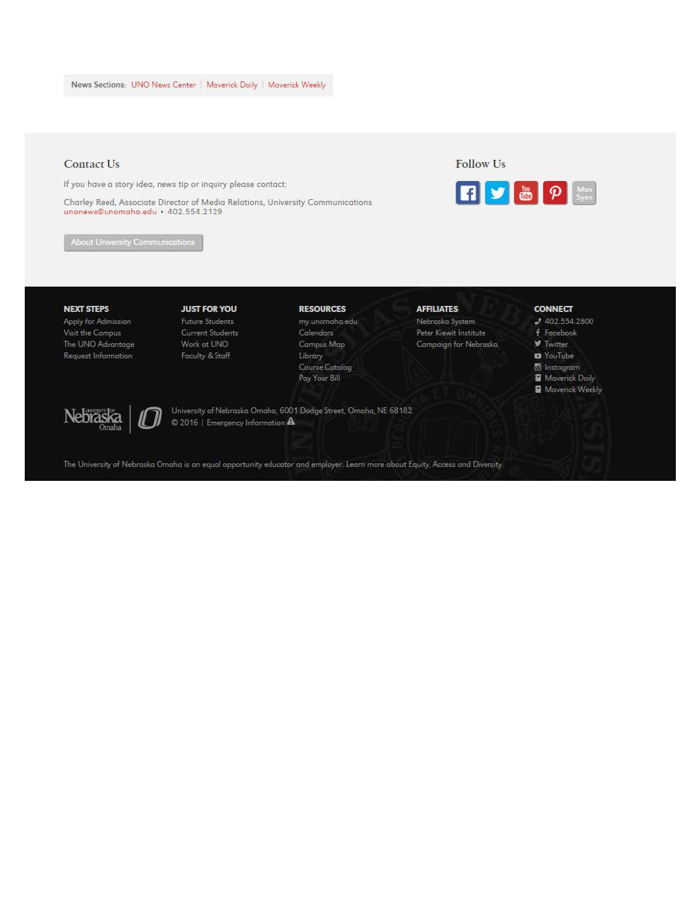News Sections: UNO News Center | Maverick Daily | Maverick Weekly

## Contact Us

If you have a story idea, news tip or inquiry please contact:

Charley Reed, Associate Director of Media Relations, University Communications
unonews@unomaha.edu • 402.554.2129

About University Communications

## Follow Us

Mav Sync

**NEXT STEPS**

- Apply for Admission
- Visit the Campus
- The UNO Advantage
- Request Information

**JUST FOR YOU**

- Future Students
- Current Students
- Work at UNO
- Faculty & Staff

**RESOURCES**

- my.unomaha.edu
- Calendars
- Campus Map
- Library
- Course Catalog
- Pay Your Bill

**AFFILIATES**

- Nebraska System
- Peter Kiewit Institute
- Campaign for Nebraska

**CONNECT**

- 402.554.2800
- Facebook
- Twitter
- YouTube
- Instagram
- Maverick Daily
- Maverick Weekly

University of Nebraska Omaha, 6001 Dodge Street, Omaha, NE 68182
© 2016 | Emergency Information

The University of Nebraska Omaha is an equal opportunity educator and employer. Learn more about Equity, Access and Diversity.